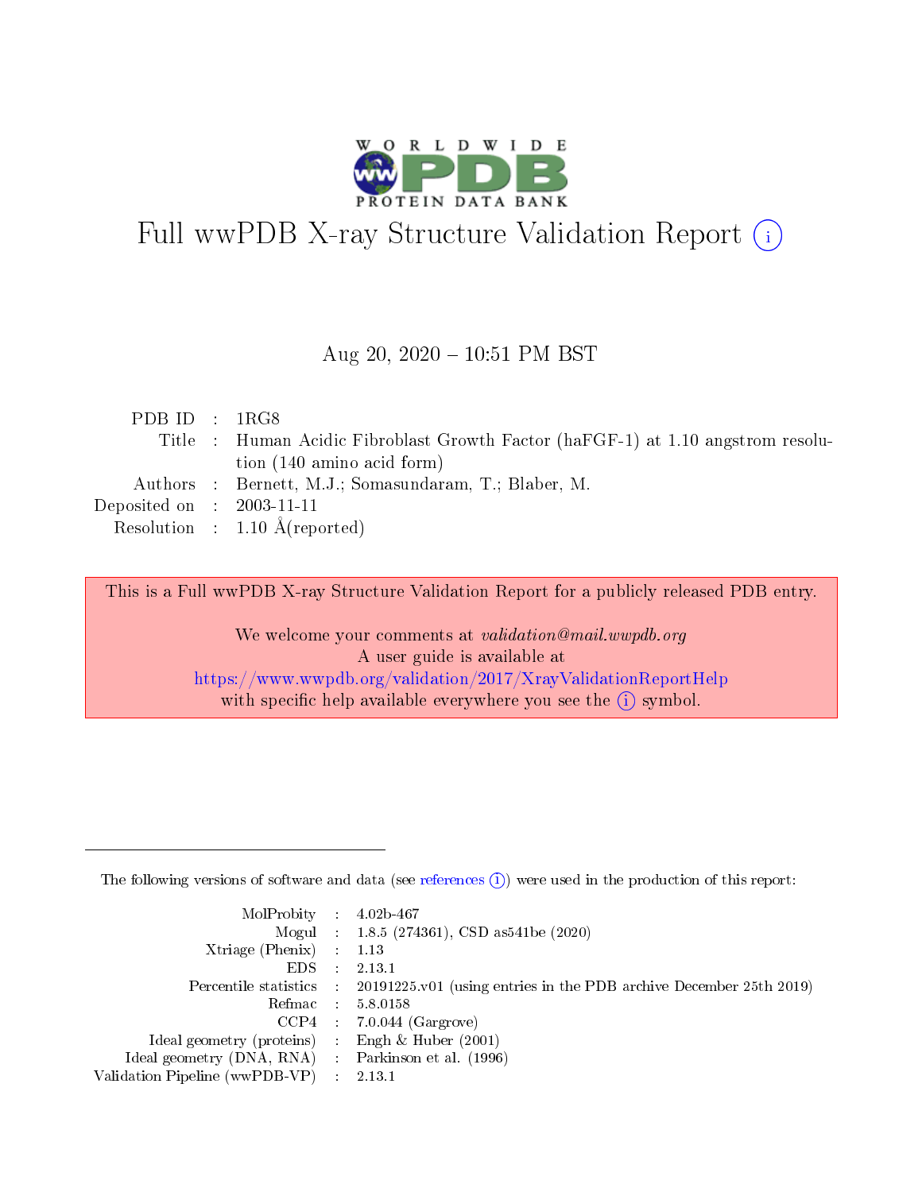# Full wwPDB X-ray Structure Validation Report (i)

Aug 20, 2020 – 10:51 PM BST

| | | |
|---|---|---|
| PDB ID | : | 1RG8 |
| Title | : | Human Acidic Fibroblast Growth Factor (haFGF-1) at 1.10 angstrom resolution (140 amino acid form) |
| Authors | : | Bernett, M.J.; Somasundaram, T.; Blaber, M. |
| Deposited on | : | 2003-11-11 |
| Resolution | : | 1.10 Å(reported) |

This is a Full wwPDB X-ray Structure Validation Report for a publicly released PDB entry.

We welcome your comments at *validation@mail.wwpdb.org*
A user guide is available at
https://www.wwpdb.org/validation/2017/XrayValidationReportHelp
with specific help available everywhere you see the (i) symbol.

The following versions of software and data (see references (i)) were used in the production of this report:

| | | |
|---|---|---|
| MolProbity | : | 4.02b-467 |
| Mogul | : | 1.8.5 (274361), CSD as541be (2020) |
| Xtriage (Phenix) | : | 1.13 |
| EDS | : | 2.13.1 |
| Percentile statistics | : | 20191225.v01 (using entries in the PDB archive December 25th 2019) |
| Refmac | : | 5.8.0158 |
| CCP4 | : | 7.0.044 (Gargrove) |
| Ideal geometry (proteins) | : | Engh & Huber (2001) |
| Ideal geometry (DNA, RNA) | : | Parkinson et al. (1996) |
| Validation Pipeline (wwPDB-VP) | : | 2.13.1 |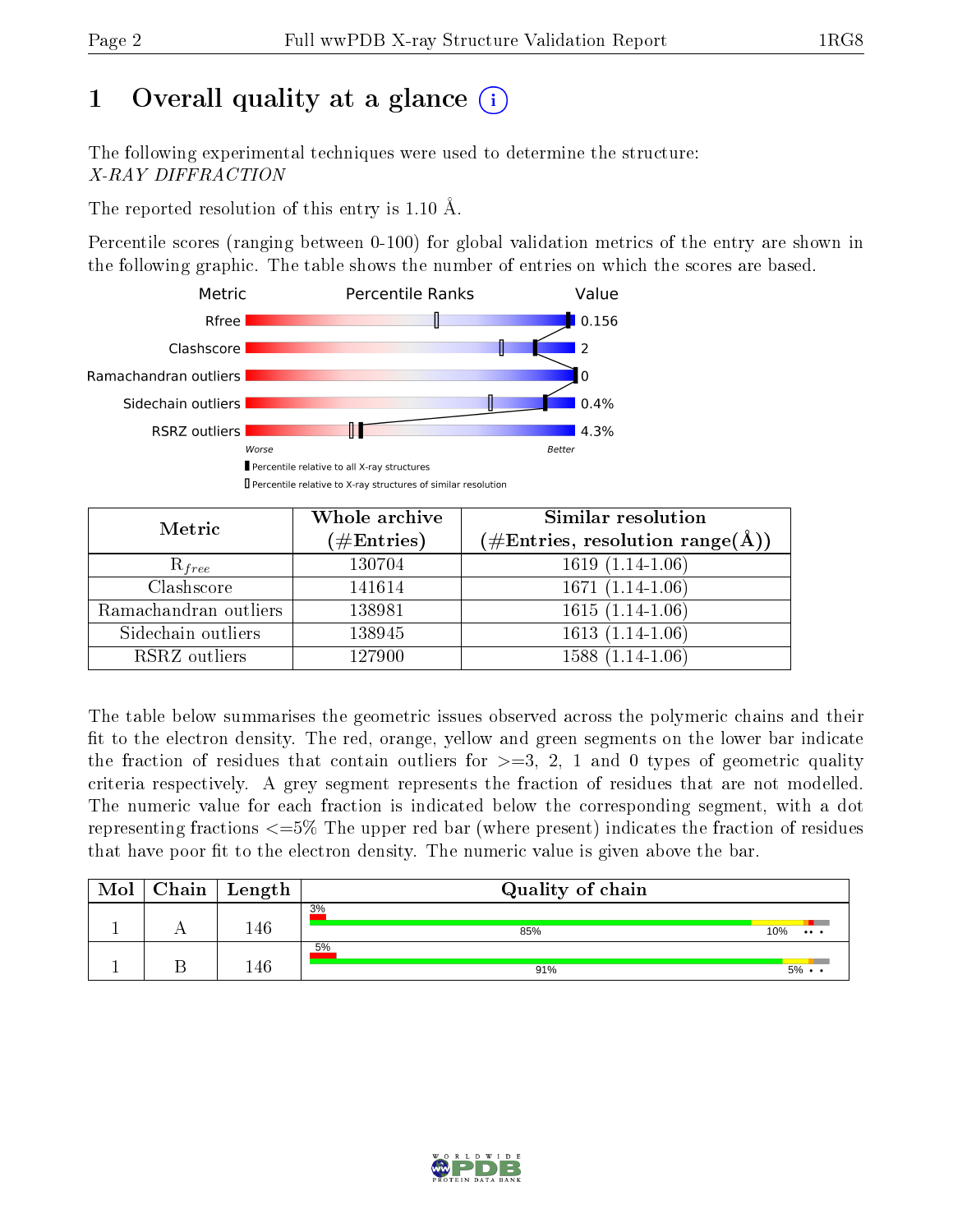# 1 Overall quality at a glance

The following experimental techniques were used to determine the structure:
*X-RAY DIFFRACTION*

The reported resolution of this entry is 1.10 Å.

Percentile scores (ranging between 0-100) for global validation metrics of the entry are shown in the following graphic. The table shows the number of entries on which the scores are based.

| Metric | Value |
|---|---|
| Rfree | 0.156 |
| Clashscore | 2 |
| Ramachandran outliers | 0 |
| Sidechain outliers | 0.4% |
| RSRZ outliers | 4.3% |

| Metric | Whole archive (#Entries) | Similar resolution (#Entries, resolution range(Å)) |
|---|---|---|
| $R_{free}$ | 130704 | 1619 (1.14-1.06) |
| Clashscore | 141614 | 1671 (1.14-1.06) |
| Ramachandran outliers | 138981 | 1615 (1.14-1.06) |
| Sidechain outliers | 138945 | 1613 (1.14-1.06) |
| RSRZ outliers | 127900 | 1588 (1.14-1.06) |

The table below summarises the geometric issues observed across the polymeric chains and their fit to the electron density. The red, orange, yellow and green segments on the lower bar indicate the fraction of residues that contain outliers for >=3, 2, 1 and 0 types of geometric quality criteria respectively. A grey segment represents the fraction of residues that are not modelled. The numeric value for each fraction is indicated below the corresponding segment, with a dot representing fractions <=5% The upper red bar (where present) indicates the fraction of residues that have poor fit to the electron density. The numeric value is given above the bar.

| Mol | Chain | Length | Quality of chain |
|---|---|---|---|
| 1 | A | 146 | 3%; 85%, 10%, • • • |
| 1 | B | 146 | 5%; 91%, 5%, • • |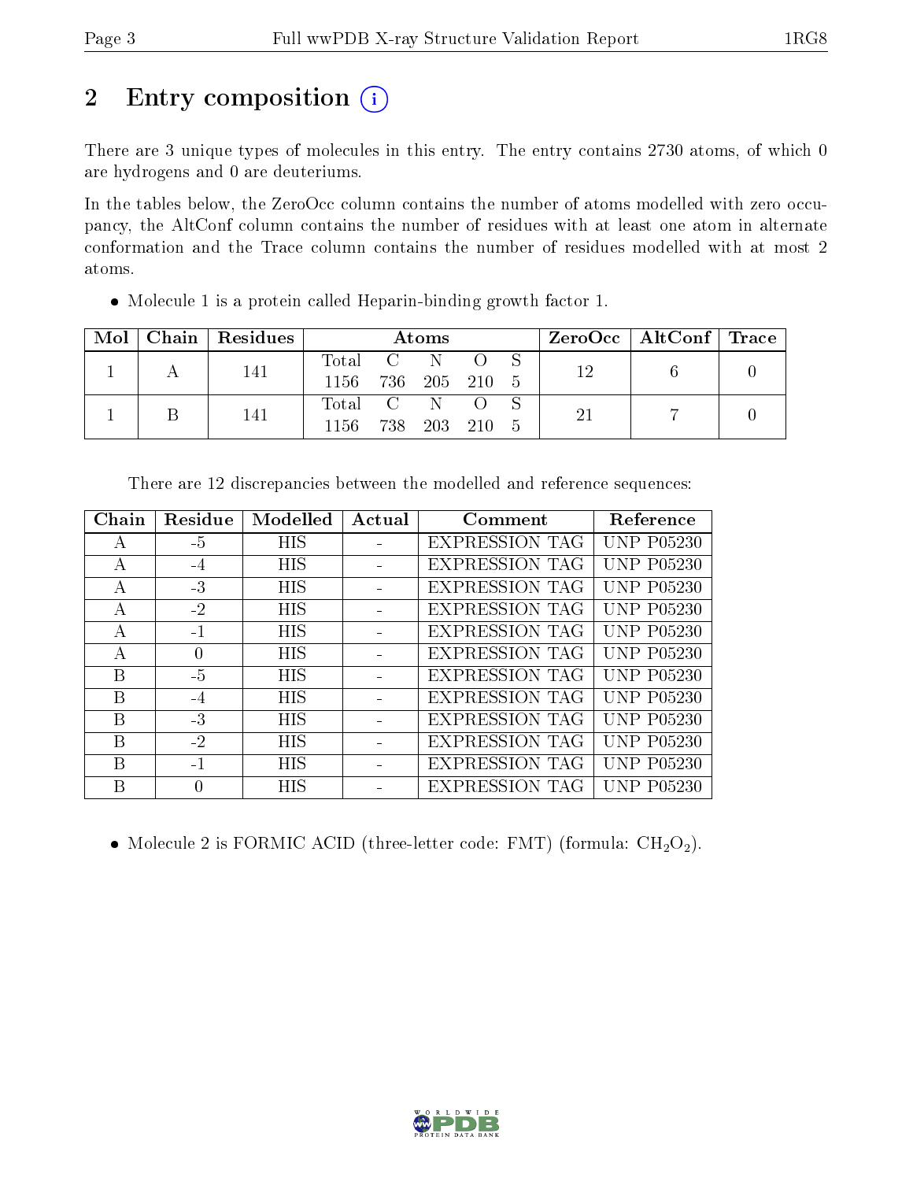# 2 Entry composition

There are 3 unique types of molecules in this entry. The entry contains 2730 atoms, of which 0 are hydrogens and 0 are deuteriums.

In the tables below, the ZeroOcc column contains the number of atoms modelled with zero occupancy, the AltConf column contains the number of residues with at least one atom in alternate conformation and the Trace column contains the number of residues modelled with at most 2 atoms.

- Molecule 1 is a protein called Heparin-binding growth factor 1.

| Mol | Chain | Residues | Atoms | | | | | ZeroOcc | AltConf | Trace |
|---|---|---|---|---|---|---|---|---|---|---|
| | | | Total | C | N | O | S | | | |
| 1 | A | 141 | 1156 | 736 | 205 | 210 | 5 | 12 | 6 | 0 |
| 1 | B | 141 | 1156 | 738 | 203 | 210 | 5 | 21 | 7 | 0 |

There are 12 discrepancies between the modelled and reference sequences:

| Chain | Residue | Modelled | Actual | Comment | Reference |
|---|---|---|---|---|---|
| A | -5 | HIS | - | EXPRESSION TAG | UNP P05230 |
| A | -4 | HIS | - | EXPRESSION TAG | UNP P05230 |
| A | -3 | HIS | - | EXPRESSION TAG | UNP P05230 |
| A | -2 | HIS | - | EXPRESSION TAG | UNP P05230 |
| A | -1 | HIS | - | EXPRESSION TAG | UNP P05230 |
| A | 0 | HIS | - | EXPRESSION TAG | UNP P05230 |
| B | -5 | HIS | - | EXPRESSION TAG | UNP P05230 |
| B | -4 | HIS | - | EXPRESSION TAG | UNP P05230 |
| B | -3 | HIS | - | EXPRESSION TAG | UNP P05230 |
| B | -2 | HIS | - | EXPRESSION TAG | UNP P05230 |
| B | -1 | HIS | - | EXPRESSION TAG | UNP P05230 |
| B | 0 | HIS | - | EXPRESSION TAG | UNP P05230 |

- Molecule 2 is FORMIC ACID (three-letter code: FMT) (formula: $CH_2O_2$).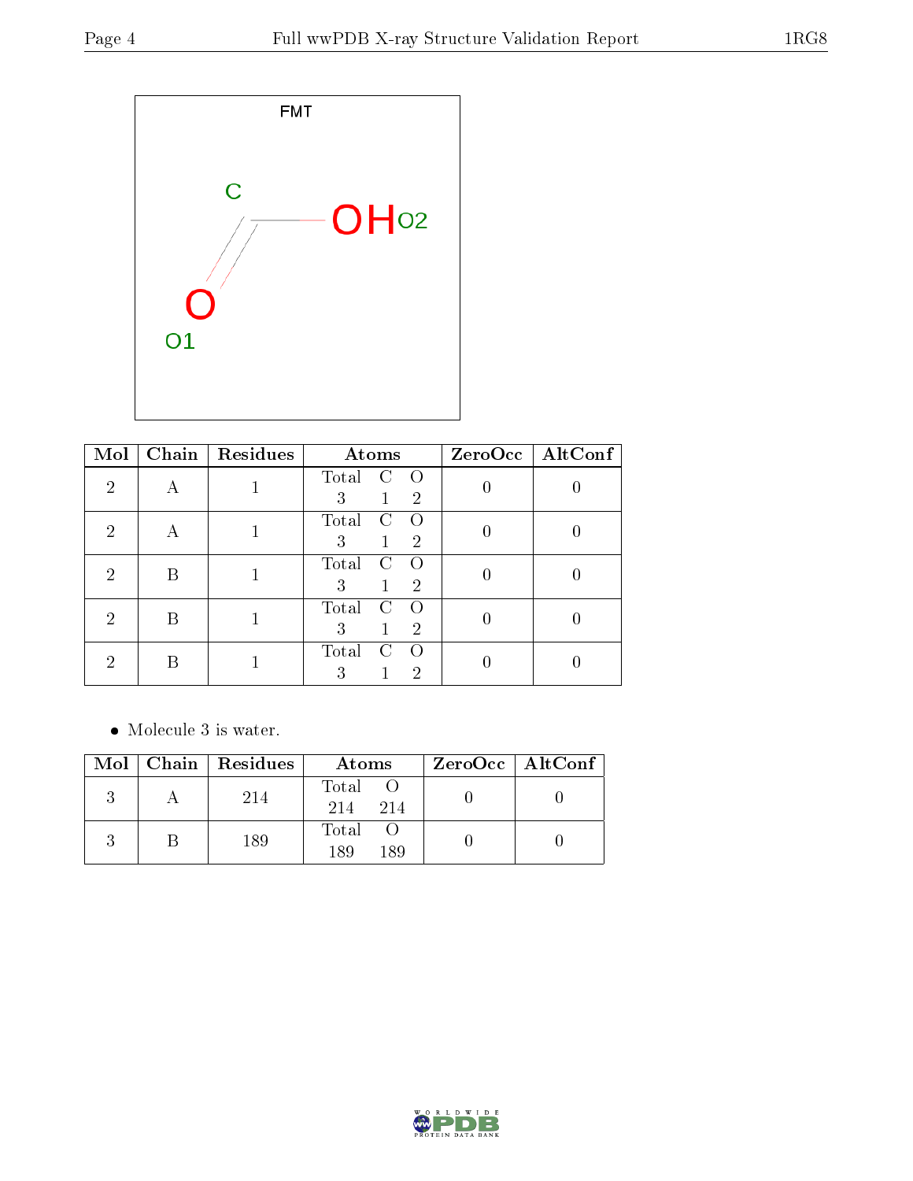| Mol | Chain | Residues | Atoms | | | ZeroOcc | AltConf |
|---|---|---|---|---|---|---|---|
| | | | Total | C | O | | |
| 2 | A | 1 | 3 | 1 | 2 | 0 | 0 |
| 2 | A | 1 | 3 | 1 | 2 | 0 | 0 |
| 2 | B | 1 | 3 | 1 | 2 | 0 | 0 |
| 2 | B | 1 | 3 | 1 | 2 | 0 | 0 |
| 2 | B | 1 | 3 | 1 | 2 | 0 | 0 |

- Molecule 3 is water.

| Mol | Chain | Residues | Atoms | | ZeroOcc | AltConf |
|---|---|---|---|---|---|---|
| | | | Total | O | | |
| 3 | A | 214 | 214 | 214 | 0 | 0 |
| 3 | B | 189 | 189 | 189 | 0 | 0 |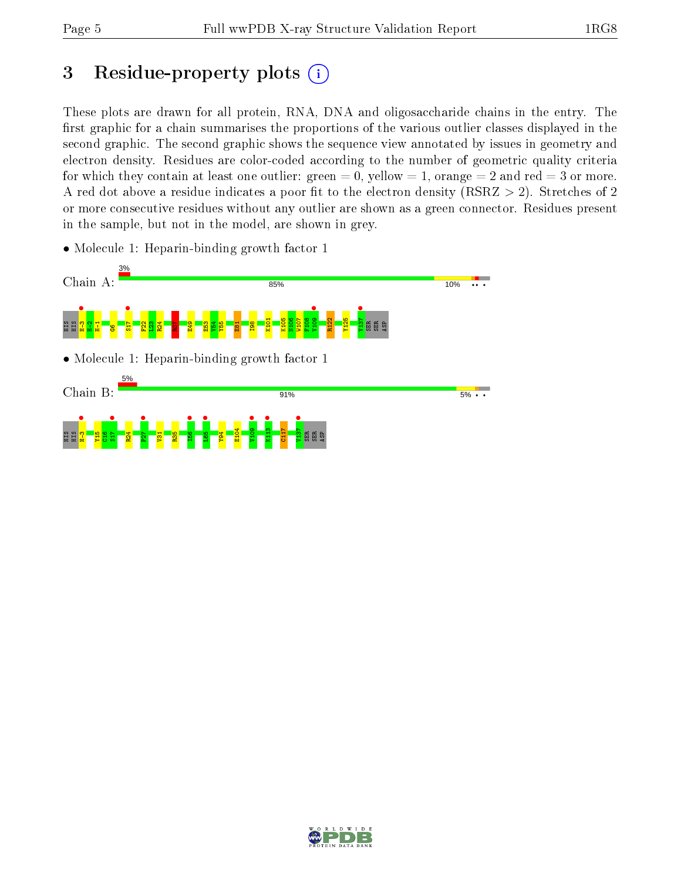# 3 Residue-property plots (i)

These plots are drawn for all protein, RNA, DNA and oligosaccharide chains in the entry. The first graphic for a chain summarises the proportions of the various outlier classes displayed in the second graphic. The second graphic shows the sequence view annotated by issues in geometry and electron density. Residues are color-coded according to the number of geometric quality criteria for which they contain at least one outlier: green = 0, yellow = 1, orange = 2 and red = 3 or more. A red dot above a residue indicates a poor fit to the electron density (RSRZ > 2). Stretches of 2 or more consecutive residues without any outlier are shown as a green connector. Residues present in the sample, but not in the model, are shown in grey.

- Molecule 1: Heparin-binding growth factor 1

Chain A: 3% | 85% | 10% | •• •

HIS HIS H-3 H-2 H-1 G6 S17 F22 L23 R24 R37 E49 E53 V54 Y55 E81 I98 K101 K105 N106 W107 F108 V109 R122 Y125 V137 SER SER ASP

- Molecule 1: Heparin-binding growth factor 1

Chain B: 5% | 91% | 5% | • •

HIS HIS H-3 Y15 C16 S17 R24 P27 V31 R35 I56 L65 Y94 E104 V109 K113 C117 V137 SER SER ASP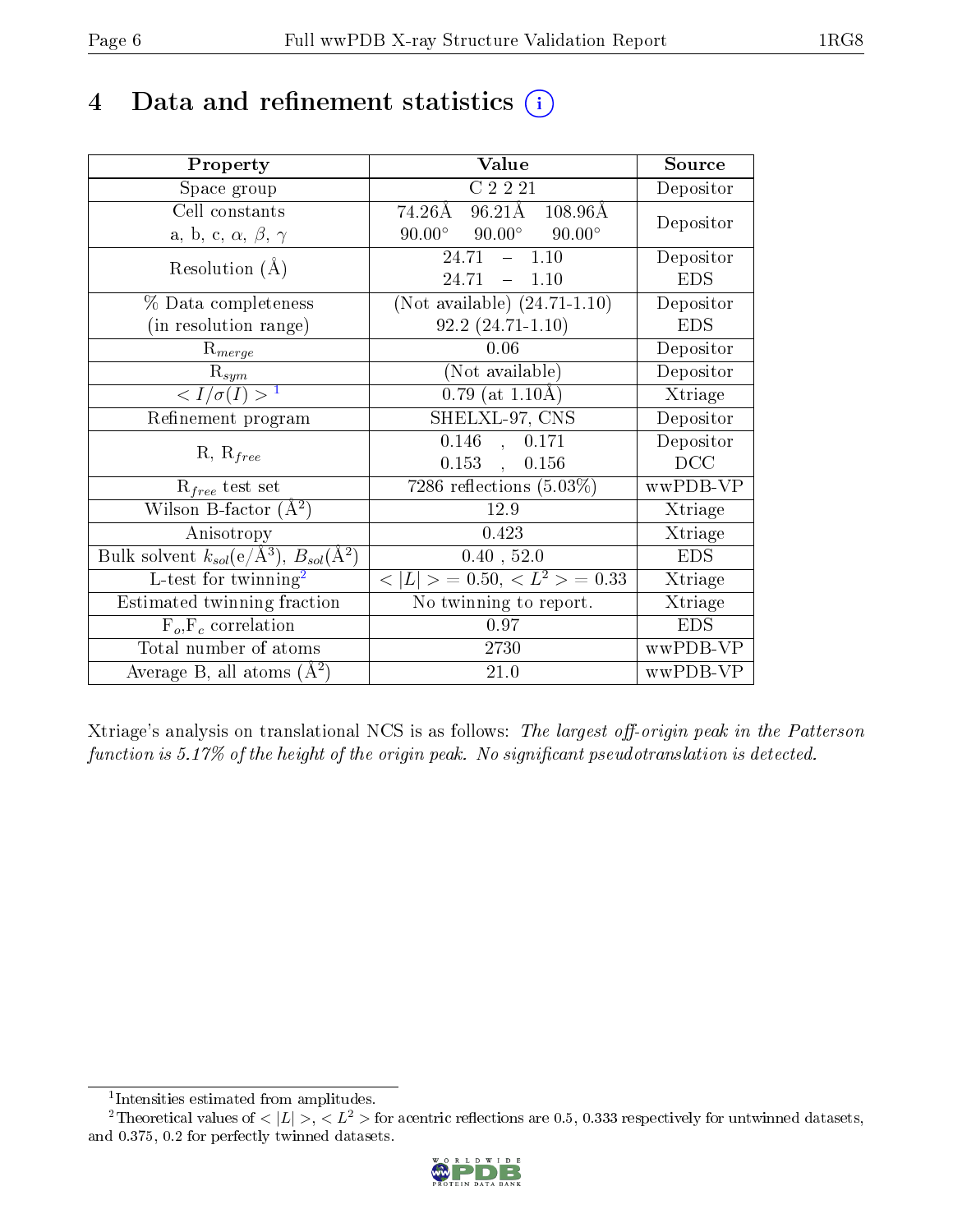# 4 Data and refinement statistics (i)

| Property | Value | Source |
|---|---|---|
| Space group | C 2 2 21 | Depositor |
| Cell constants<br>a, b, c, $\alpha$, $\beta$, $\gamma$ | 74.26Å 96.21Å 108.96Å<br>90.00° 90.00° 90.00° | Depositor |
| Resolution (Å) | 24.71 – 1.10<br>24.71 – 1.10 | Depositor<br>EDS |
| % Data completeness<br>(in resolution range) | (Not available) (24.71-1.10)<br>92.2 (24.71-1.10) | Depositor<br>EDS |
| $R_{merge}$ | 0.06 | Depositor |
| $R_{sym}$ | (Not available) | Depositor |
| $< I/\sigma(I) >$ [1] | 0.79 (at 1.10Å) | Xtriage |
| Refinement program | SHELXL-97, CNS | Depositor |
| R, $R_{free}$ | 0.146 , 0.171<br>0.153 , 0.156 | Depositor<br>DCC |
| $R_{free}$ test set | 7286 reflections (5.03%) | wwPDB-VP |
| Wilson B-factor (Å$^2$) | 12.9 | Xtriage |
| Anisotropy | 0.423 | Xtriage |
| Bulk solvent $k_{sol}$(e/Å$^3$), $B_{sol}$(Å$^2$) | 0.40 , 52.0 | EDS |
| L-test for twinning[2] | $< \|L\| >$ = 0.50, $< L^2 >$ = 0.33 | Xtriage |
| Estimated twinning fraction | No twinning to report. | Xtriage |
| $F_o$,$F_c$ correlation | 0.97 | EDS |
| Total number of atoms | 2730 | wwPDB-VP |
| Average B, all atoms (Å$^2$) | 21.0 | wwPDB-VP |

Xtriage's analysis on translational NCS is as follows: *The largest off-origin peak in the Patterson function is 5.17% of the height of the origin peak. No significant pseudotranslation is detected.*

[1] Intensities estimated from amplitudes.

[2] Theoretical values of $< |L| >$, $< L^2 >$ for acentric reflections are 0.5, 0.333 respectively for untwinned datasets, and 0.375, 0.2 for perfectly twinned datasets.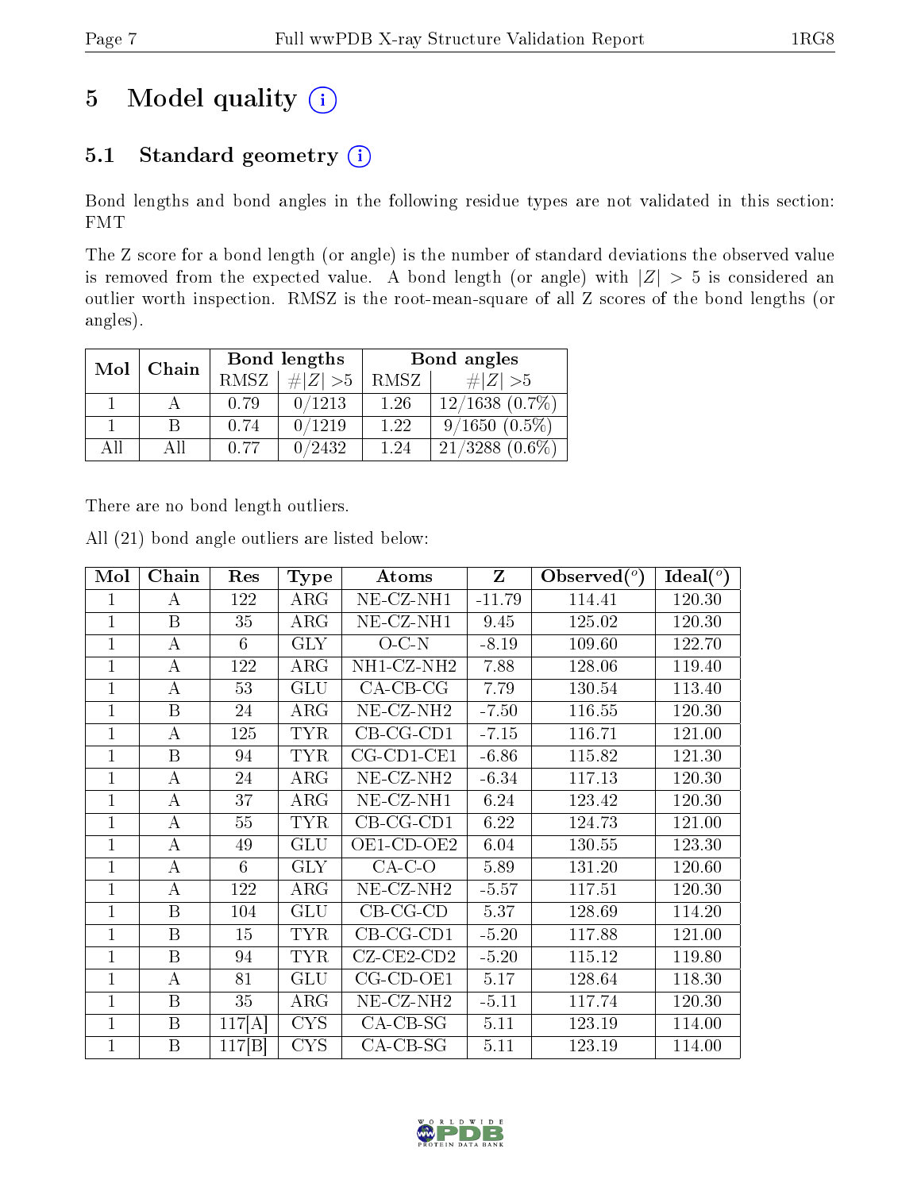# 5 Model quality (i)

## 5.1 Standard geometry (i)

Bond lengths and bond angles in the following residue types are not validated in this section: FMT

The Z score for a bond length (or angle) is the number of standard deviations the observed value is removed from the expected value. A bond length (or angle) with $|Z| > 5$ is considered an outlier worth inspection. RMSZ is the root-mean-square of all Z scores of the bond lengths (or angles).

| Mol | Chain | Bond lengths | | Bond angles | |
|---|---|---|---|---|---|
| | | RMSZ | $\#\|Z\| > 5$ | RMSZ | $\#\|Z\| > 5$ |
| 1 | A | 0.79 | 0/1213 | 1.26 | 12/1638 (0.7%) |
| 1 | B | 0.74 | 0/1219 | 1.22 | 9/1650 (0.5%) |
| All | All | 0.77 | 0/2432 | 1.24 | 21/3288 (0.6%) |

There are no bond length outliers.

All (21) bond angle outliers are listed below:

| Mol | Chain | Res | Type | Atoms | Z | Observed(°) | Ideal(°) |
|---|---|---|---|---|---|---|---|
| 1 | A | 122 | ARG | NE-CZ-NH1 | -11.79 | 114.41 | 120.30 |
| 1 | B | 35 | ARG | NE-CZ-NH1 | 9.45 | 125.02 | 120.30 |
| 1 | A | 6 | GLY | O-C-N | -8.19 | 109.60 | 122.70 |
| 1 | A | 122 | ARG | NH1-CZ-NH2 | 7.88 | 128.06 | 119.40 |
| 1 | A | 53 | GLU | CA-CB-CG | 7.79 | 130.54 | 113.40 |
| 1 | B | 24 | ARG | NE-CZ-NH2 | -7.50 | 116.55 | 120.30 |
| 1 | A | 125 | TYR | CB-CG-CD1 | -7.15 | 116.71 | 121.00 |
| 1 | B | 94 | TYR | CG-CD1-CE1 | -6.86 | 115.82 | 121.30 |
| 1 | A | 24 | ARG | NE-CZ-NH2 | -6.34 | 117.13 | 120.30 |
| 1 | A | 37 | ARG | NE-CZ-NH1 | 6.24 | 123.42 | 120.30 |
| 1 | A | 55 | TYR | CB-CG-CD1 | 6.22 | 124.73 | 121.00 |
| 1 | A | 49 | GLU | OE1-CD-OE2 | 6.04 | 130.55 | 123.30 |
| 1 | A | 6 | GLY | CA-C-O | 5.89 | 131.20 | 120.60 |
| 1 | A | 122 | ARG | NE-CZ-NH2 | -5.57 | 117.51 | 120.30 |
| 1 | B | 104 | GLU | CB-CG-CD | 5.37 | 128.69 | 114.20 |
| 1 | B | 15 | TYR | CB-CG-CD1 | -5.20 | 117.88 | 121.00 |
| 1 | B | 94 | TYR | CZ-CE2-CD2 | -5.20 | 115.12 | 119.80 |
| 1 | A | 81 | GLU | CG-CD-OE1 | 5.17 | 128.64 | 118.30 |
| 1 | B | 35 | ARG | NE-CZ-NH2 | -5.11 | 117.74 | 120.30 |
| 1 | B | 117[A] | CYS | CA-CB-SG | 5.11 | 123.19 | 114.00 |
| 1 | B | 117[B] | CYS | CA-CB-SG | 5.11 | 123.19 | 114.00 |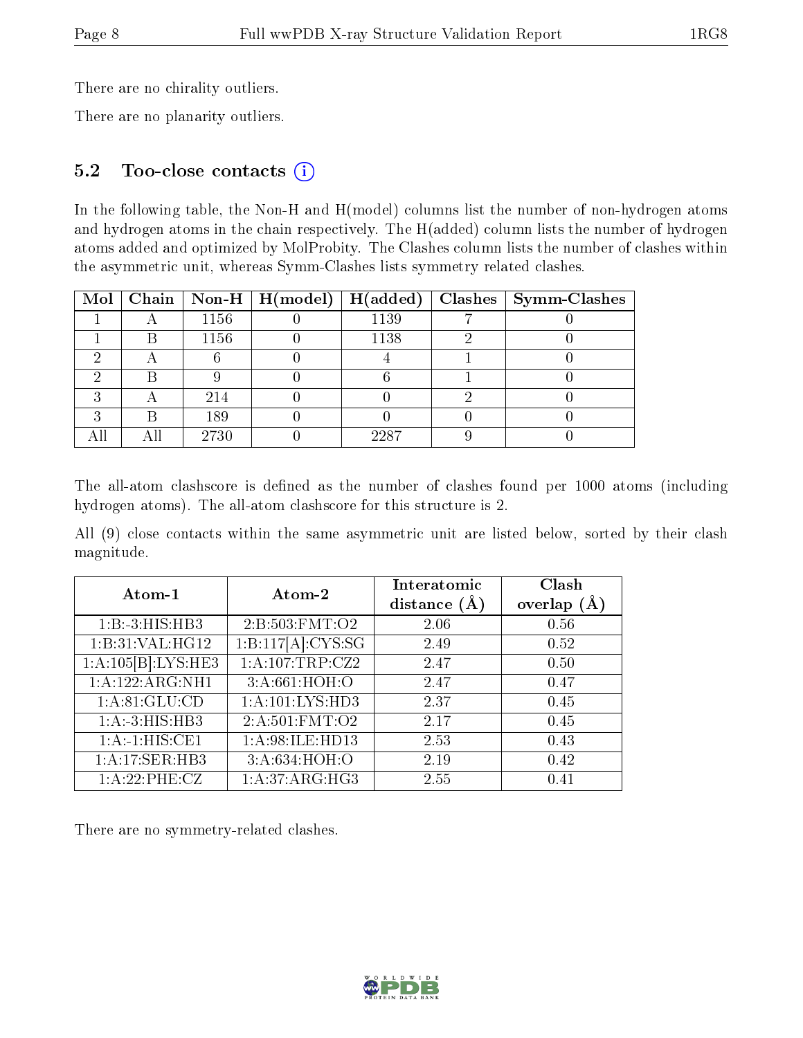There are no chirality outliers.

There are no planarity outliers.

### 5.2 Too-close contacts (i)

In the following table, the Non-H and H(model) columns list the number of non-hydrogen atoms and hydrogen atoms in the chain respectively. The H(added) column lists the number of hydrogen atoms added and optimized by MolProbity. The Clashes column lists the number of clashes within the asymmetric unit, whereas Symm-Clashes lists symmetry related clashes.

| Mol | Chain | Non-H | H(model) | H(added) | Clashes | Symm-Clashes |
|---|---|---|---|---|---|---|
| 1 | A | 1156 | 0 | 1139 | 7 | 0 |
| 1 | B | 1156 | 0 | 1138 | 2 | 0 |
| 2 | A | 6 | 0 | 4 | 1 | 0 |
| 2 | B | 9 | 0 | 6 | 1 | 0 |
| 3 | A | 214 | 0 | 0 | 2 | 0 |
| 3 | B | 189 | 0 | 0 | 0 | 0 |
| All | All | 2730 | 0 | 2287 | 9 | 0 |

The all-atom clashscore is defined as the number of clashes found per 1000 atoms (including hydrogen atoms). The all-atom clashscore for this structure is 2.

All (9) close contacts within the same asymmetric unit are listed below, sorted by their clash magnitude.

| Atom-1 | Atom-2 | Interatomic distance (Å) | Clash overlap (Å) |
|---|---|---|---|
| 1:B:-3:HIS:HB3 | 2:B:503:FMT:O2 | 2.06 | 0.56 |
| 1:B:31:VAL:HG12 | 1:B:117[A]:CYS:SG | 2.49 | 0.52 |
| 1:A:105[B]:LYS:HE3 | 1:A:107:TRP:CZ2 | 2.47 | 0.50 |
| 1:A:122:ARG:NH1 | 3:A:661:HOH:O | 2.47 | 0.47 |
| 1:A:81:GLU:CD | 1:A:101:LYS:HD3 | 2.37 | 0.45 |
| 1:A:-3:HIS:HB3 | 2:A:501:FMT:O2 | 2.17 | 0.45 |
| 1:A:-1:HIS:CE1 | 1:A:98:ILE:HD13 | 2.53 | 0.43 |
| 1:A:17:SER:HB3 | 3:A:634:HOH:O | 2.19 | 0.42 |
| 1:A:22:PHE:CZ | 1:A:37:ARG:HG3 | 2.55 | 0.41 |

There are no symmetry-related clashes.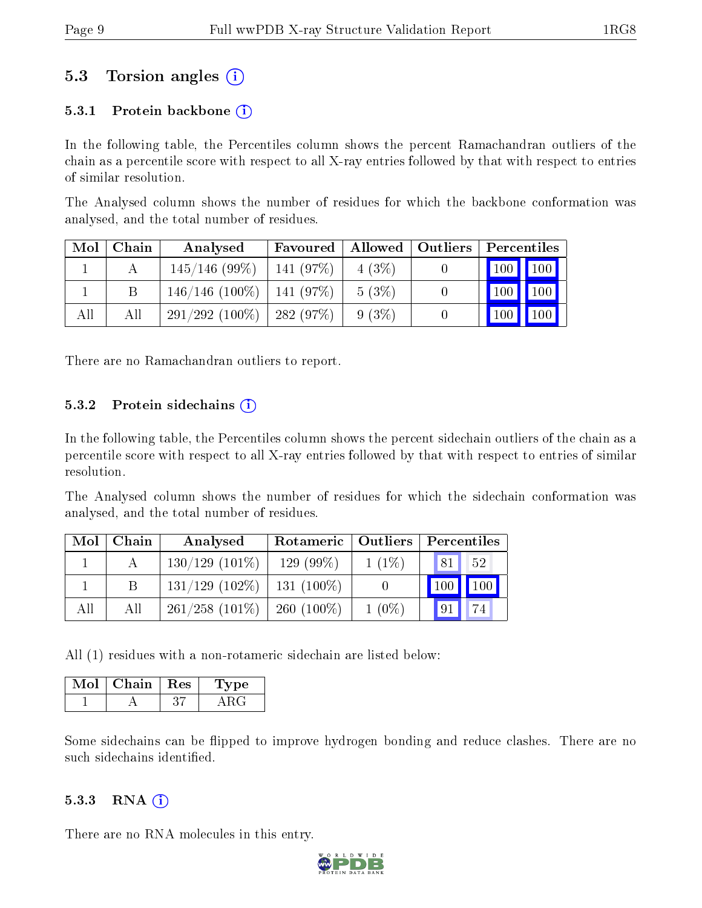## 5.3 Torsion angles

### 5.3.1 Protein backbone

In the following table, the Percentiles column shows the percent Ramachandran outliers of the chain as a percentile score with respect to all X-ray entries followed by that with respect to entries of similar resolution.

The Analysed column shows the number of residues for which the backbone conformation was analysed, and the total number of residues.

| Mol | Chain | Analysed | Favoured | Allowed | Outliers | Percentiles | |
|---|---|---|---|---|---|---|---|
| 1 | A | 145/146 (99%) | 141 (97%) | 4 (3%) | 0 | 100 | 100 |
| 1 | B | 146/146 (100%) | 141 (97%) | 5 (3%) | 0 | 100 | 100 |
| All | All | 291/292 (100%) | 282 (97%) | 9 (3%) | 0 | 100 | 100 |

There are no Ramachandran outliers to report.

### 5.3.2 Protein sidechains

In the following table, the Percentiles column shows the percent sidechain outliers of the chain as a percentile score with respect to all X-ray entries followed by that with respect to entries of similar resolution.

The Analysed column shows the number of residues for which the sidechain conformation was analysed, and the total number of residues.

| Mol | Chain | Analysed | Rotameric | Outliers | Percentiles | |
|---|---|---|---|---|---|---|
| 1 | A | 130/129 (101%) | 129 (99%) | 1 (1%) | 81 | 52 |
| 1 | B | 131/129 (102%) | 131 (100%) | 0 | 100 | 100 |
| All | All | 261/258 (101%) | 260 (100%) | 1 (0%) | 91 | 74 |

All (1) residues with a non-rotameric sidechain are listed below:

| Mol | Chain | Res | Type |
|---|---|---|---|
| 1 | A | 37 | ARG |

Some sidechains can be flipped to improve hydrogen bonding and reduce clashes. There are no such sidechains identified.

### 5.3.3 RNA

There are no RNA molecules in this entry.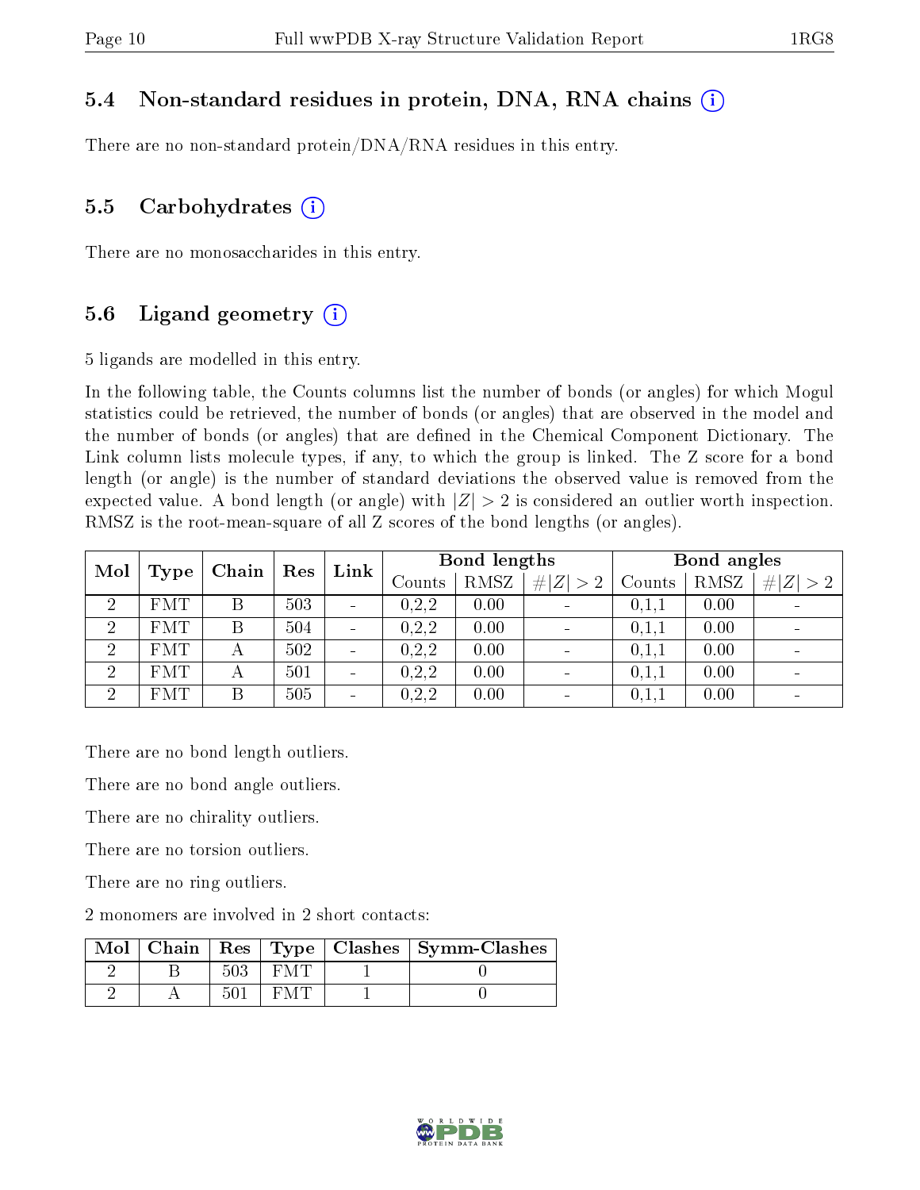### 5.4 Non-standard residues in protein, DNA, RNA chains

There are no non-standard protein/DNA/RNA residues in this entry.

### 5.5 Carbohydrates

There are no monosaccharides in this entry.

### 5.6 Ligand geometry

5 ligands are modelled in this entry.

In the following table, the Counts columns list the number of bonds (or angles) for which Mogul statistics could be retrieved, the number of bonds (or angles) that are observed in the model and the number of bonds (or angles) that are defined in the Chemical Component Dictionary. The Link column lists molecule types, if any, to which the group is linked. The Z score for a bond length (or angle) is the number of standard deviations the observed value is removed from the expected value. A bond length (or angle) with $|Z| > 2$ is considered an outlier worth inspection. RMSZ is the root-mean-square of all Z scores of the bond lengths (or angles).

| Mol | Type | Chain | Res | Link | Bond lengths | | | Bond angles | | |
|---|---|---|---|---|---|---|---|---|---|---|
| | | | | | Counts | RMSZ | $\#\|Z\| > 2$ | Counts | RMSZ | $\#\|Z\| > 2$ |
| 2 | FMT | B | 503 | - | 0,2,2 | 0.00 | - | 0,1,1 | 0.00 | - |
| 2 | FMT | B | 504 | - | 0,2,2 | 0.00 | - | 0,1,1 | 0.00 | - |
| 2 | FMT | A | 502 | - | 0,2,2 | 0.00 | - | 0,1,1 | 0.00 | - |
| 2 | FMT | A | 501 | - | 0,2,2 | 0.00 | - | 0,1,1 | 0.00 | - |
| 2 | FMT | B | 505 | - | 0,2,2 | 0.00 | - | 0,1,1 | 0.00 | - |

There are no bond length outliers.

There are no bond angle outliers.

There are no chirality outliers.

There are no torsion outliers.

There are no ring outliers.

2 monomers are involved in 2 short contacts:

| Mol | Chain | Res | Type | Clashes | Symm-Clashes |
|---|---|---|---|---|---|
| 2 | B | 503 | FMT | 1 | 0 |
| 2 | A | 501 | FMT | 1 | 0 |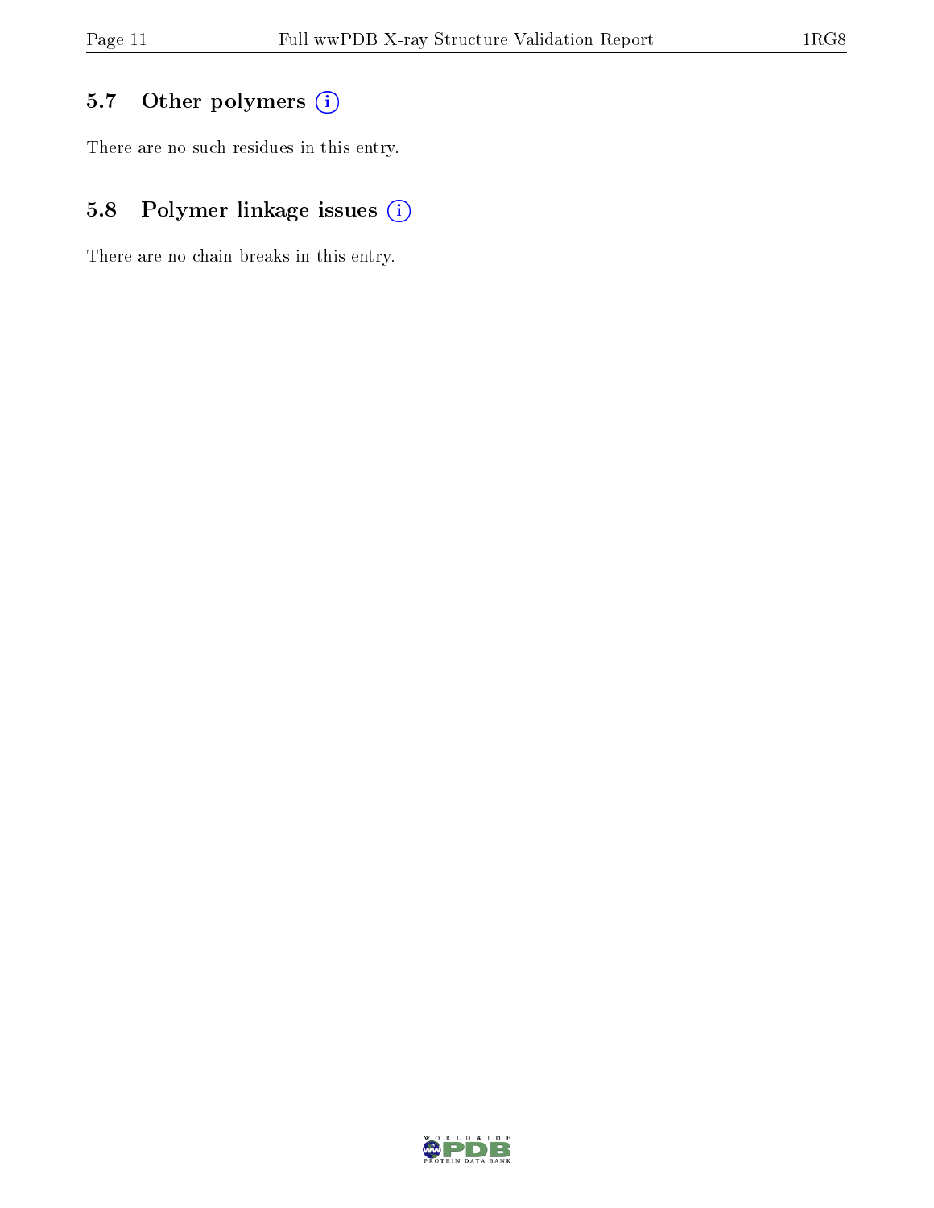## 5.7 Other polymers

There are no such residues in this entry.

## 5.8 Polymer linkage issues

There are no chain breaks in this entry.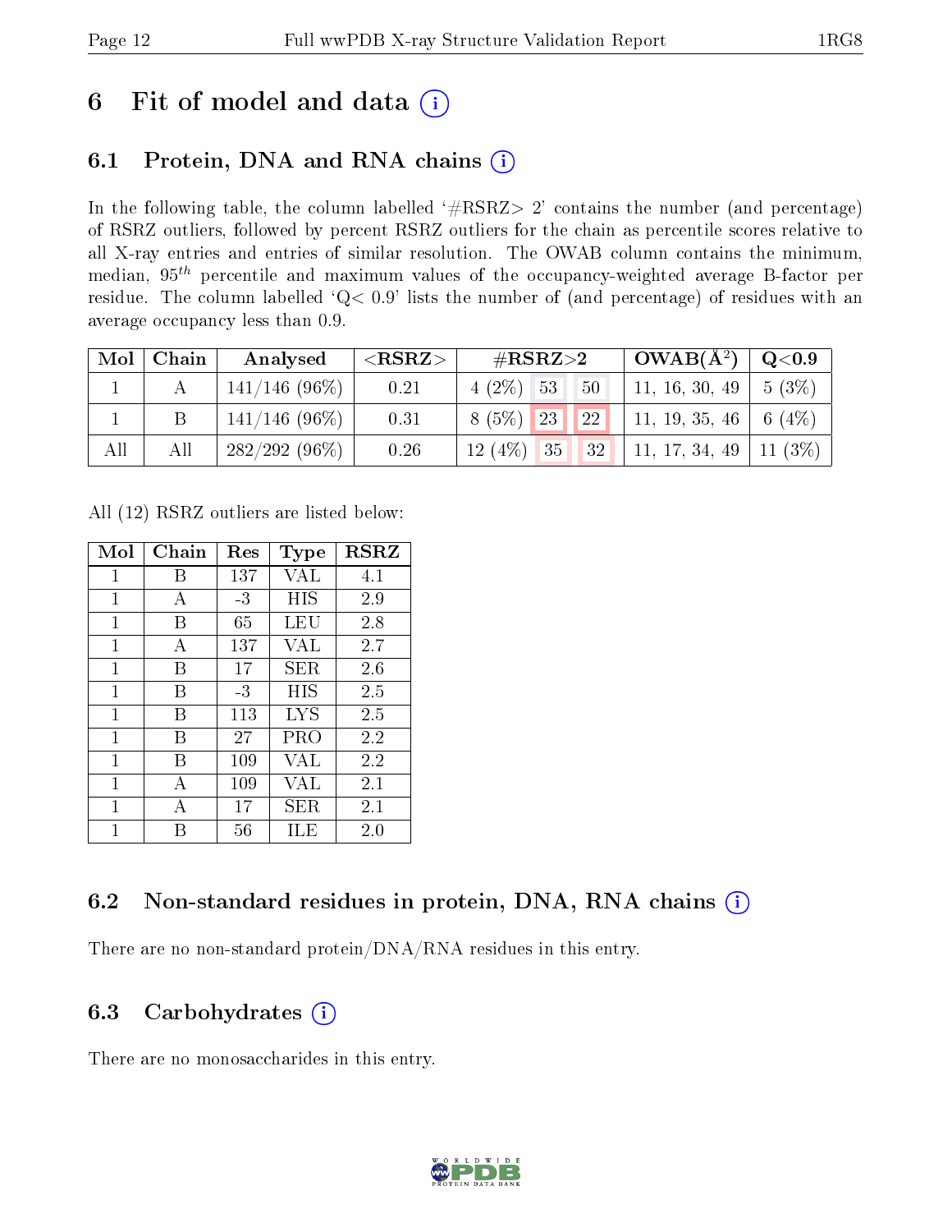# 6 Fit of model and data (i)

## 6.1 Protein, DNA and RNA chains (i)

In the following table, the column labelled '#RSRZ> 2' contains the number (and percentage) of RSRZ outliers, followed by percent RSRZ outliers for the chain as percentile scores relative to all X-ray entries and entries of similar resolution. The OWAB column contains the minimum, median, $95^{th}$ percentile and maximum values of the occupancy-weighted average B-factor per residue. The column labelled 'Q< 0.9' lists the number of (and percentage) of residues with an average occupancy less than 0.9.

| Mol | Chain | Analysed | <RSRZ> | #RSRZ>2 | | | OWAB(Å²) | Q<0.9 |
|---|---|---|---|---|---|---|---|---|
| 1 | A | 141/146 (96%) | 0.21 | 4 (2%) | 53 | 50 | 11, 16, 30, 49 | 5 (3%) |
| 1 | B | 141/146 (96%) | 0.31 | 8 (5%) | 23 | 22 | 11, 19, 35, 46 | 6 (4%) |
| All | All | 282/292 (96%) | 0.26 | 12 (4%) | 35 | 32 | 11, 17, 34, 49 | 11 (3%) |

All (12) RSRZ outliers are listed below:

| Mol | Chain | Res | Type | RSRZ |
|---|---|---|---|---|
| 1 | B | 137 | VAL | 4.1 |
| 1 | A | -3 | HIS | 2.9 |
| 1 | B | 65 | LEU | 2.8 |
| 1 | A | 137 | VAL | 2.7 |
| 1 | B | 17 | SER | 2.6 |
| 1 | B | -3 | HIS | 2.5 |
| 1 | B | 113 | LYS | 2.5 |
| 1 | B | 27 | PRO | 2.2 |
| 1 | B | 109 | VAL | 2.2 |
| 1 | A | 109 | VAL | 2.1 |
| 1 | A | 17 | SER | 2.1 |
| 1 | B | 56 | ILE | 2.0 |

## 6.2 Non-standard residues in protein, DNA, RNA chains (i)

There are no non-standard protein/DNA/RNA residues in this entry.

## 6.3 Carbohydrates (i)

There are no monosaccharides in this entry.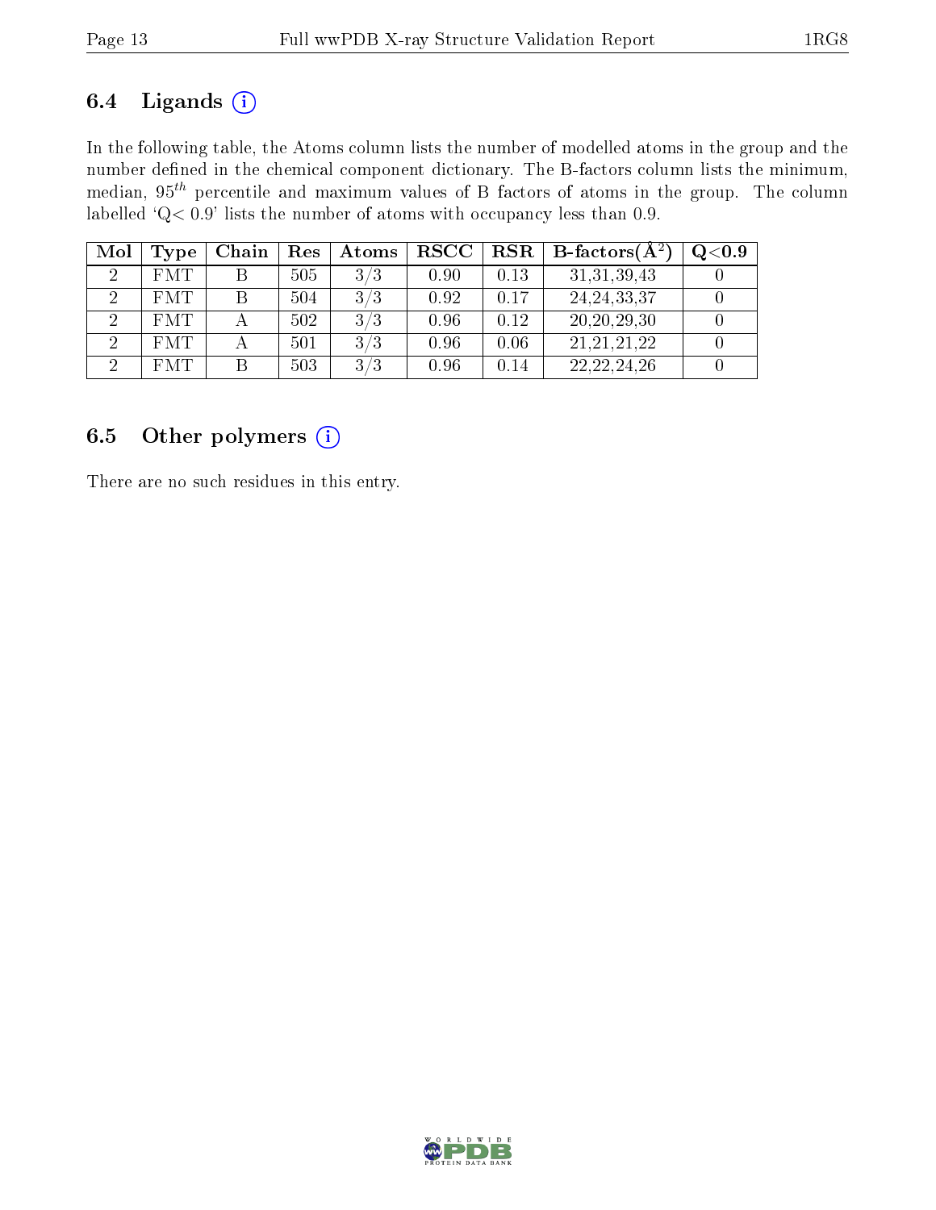### 6.4 Ligands

In the following table, the Atoms column lists the number of modelled atoms in the group and the number defined in the chemical component dictionary. The B-factors column lists the minimum, median, $95^{th}$ percentile and maximum values of B factors of atoms in the group. The column labelled 'Q< 0.9' lists the number of atoms with occupancy less than 0.9.

| Mol | Type | Chain | Res | Atoms | RSCC | RSR | B-factors(Å$^2$) | Q<0.9 |
|---|---|---|---|---|---|---|---|---|
| 2 | FMT | B | 505 | 3/3 | 0.90 | 0.13 | 31,31,39,43 | 0 |
| 2 | FMT | B | 504 | 3/3 | 0.92 | 0.17 | 24,24,33,37 | 0 |
| 2 | FMT | A | 502 | 3/3 | 0.96 | 0.12 | 20,20,29,30 | 0 |
| 2 | FMT | A | 501 | 3/3 | 0.96 | 0.06 | 21,21,21,22 | 0 |
| 2 | FMT | B | 503 | 3/3 | 0.96 | 0.14 | 22,22,24,26 | 0 |

### 6.5 Other polymers

There are no such residues in this entry.